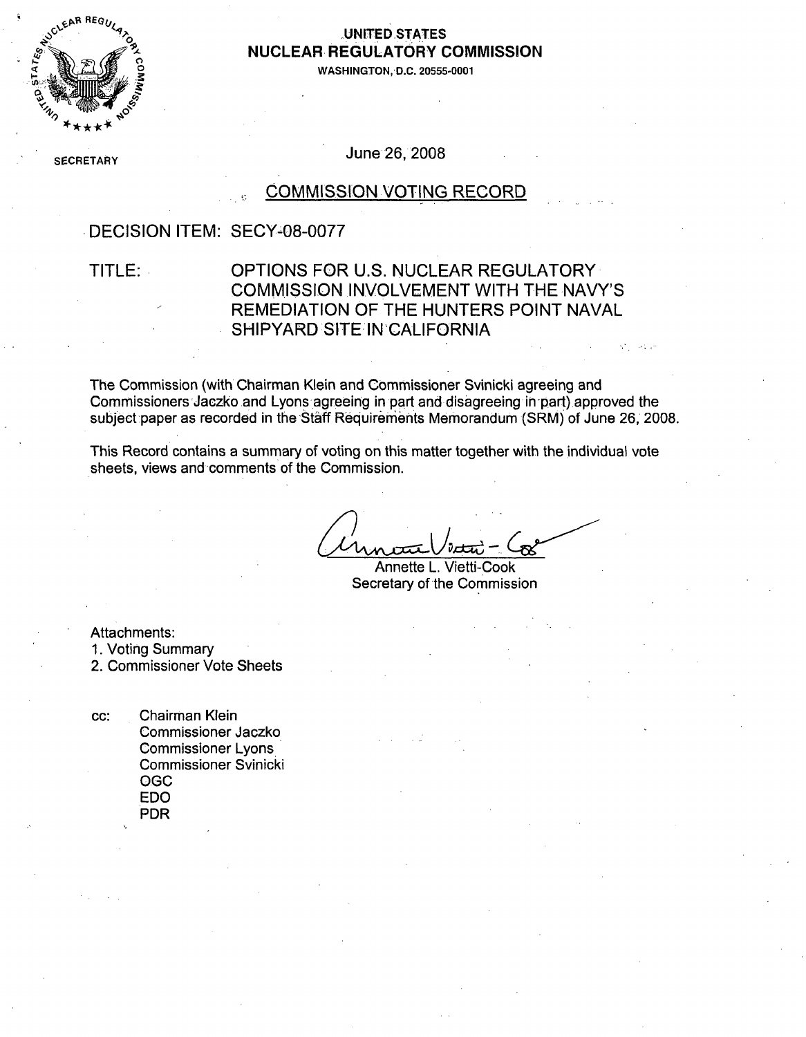**UNITED STATES**
**NUCLEAR REGULATORY COMMISSION**
WASHINGTON, D.C. 20555-0001

SECRETARY

June 26, 2008

## COMMISSION VOTING RECORD

DECISION ITEM: SECY-08-0077

TITLE: OPTIONS FOR U.S. NUCLEAR REGULATORY COMMISSION INVOLVEMENT WITH THE NAVY'S REMEDIATION OF THE HUNTERS POINT NAVAL SHIPYARD SITE IN CALIFORNIA

The Commission (with Chairman Klein and Commissioner Svinicki agreeing and Commissioners Jaczko and Lyons agreeing in part and disagreeing in part) approved the subject paper as recorded in the Staff Requirements Memorandum (SRM) of June 26, 2008.

This Record contains a summary of voting on this matter together with the individual vote sheets, views and comments of the Commission.

Annette L. Vietti-Cook
Secretary of the Commission

Attachments:
1. Voting Summary
2. Commissioner Vote Sheets

cc: Chairman Klein
Commissioner Jaczko
Commissioner Lyons
Commissioner Svinicki
OGC
EDO
PDR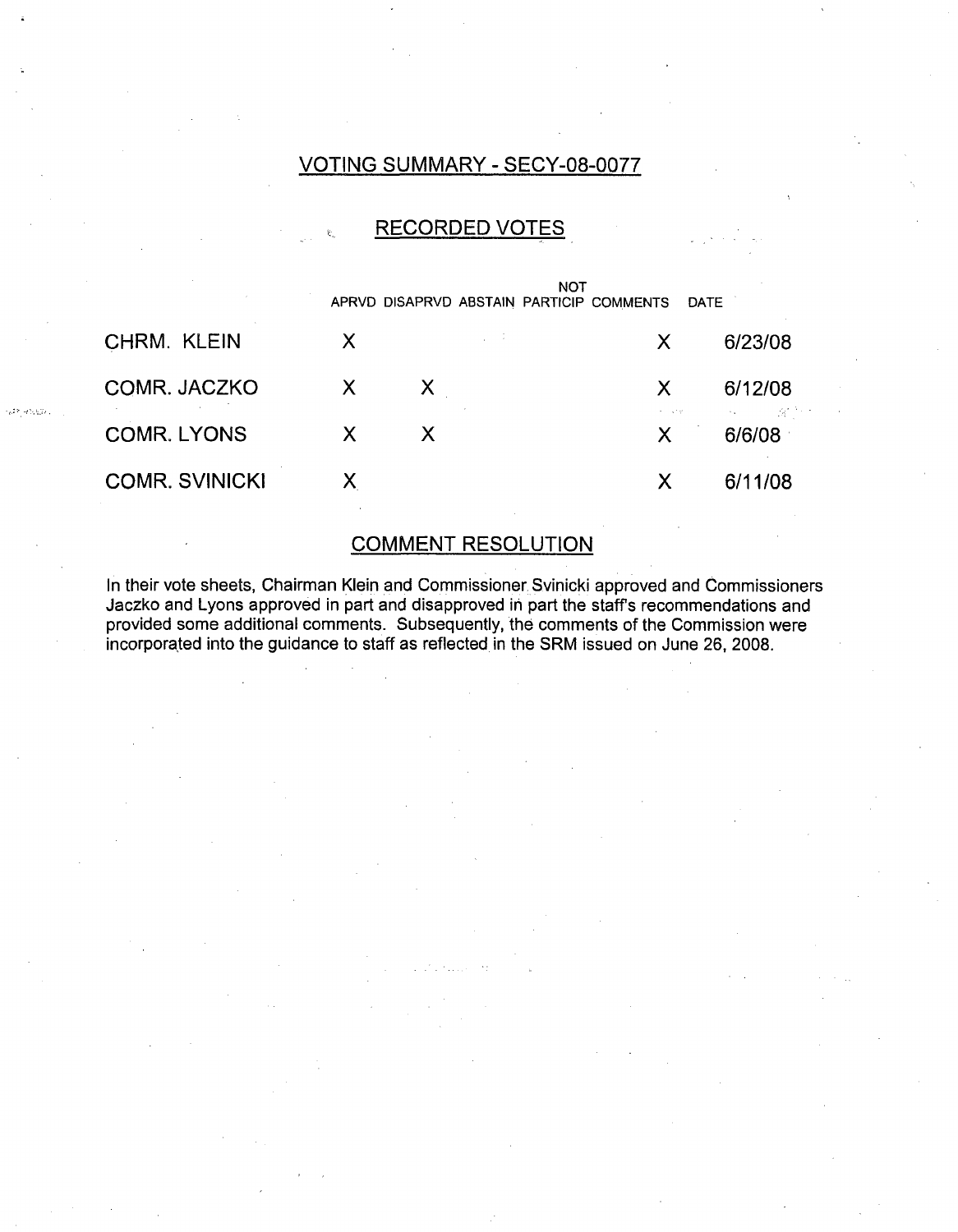## VOTING SUMMARY - SECY-08-0077

## RECORDED VOTES

| | APRVD | DISAPRVD | ABSTAIN | NOT PARTICIP | COMMENTS | DATE |
|---|---|---|---|---|---|---|
| CHRM. KLEIN | X | | | | X | 6/23/08 |
| COMR. JACZKO | X | X | | | X | 6/12/08 |
| COMR. LYONS | X | X | | | X | 6/6/08 |
| COMR. SVINICKI | X | | | | X | 6/11/08 |

## COMMENT RESOLUTION

In their vote sheets, Chairman Klein and Commissioner Svinicki approved and Commissioners Jaczko and Lyons approved in part and disapproved in part the staff's recommendations and provided some additional comments. Subsequently, the comments of the Commission were incorporated into the guidance to staff as reflected in the SRM issued on June 26, 2008.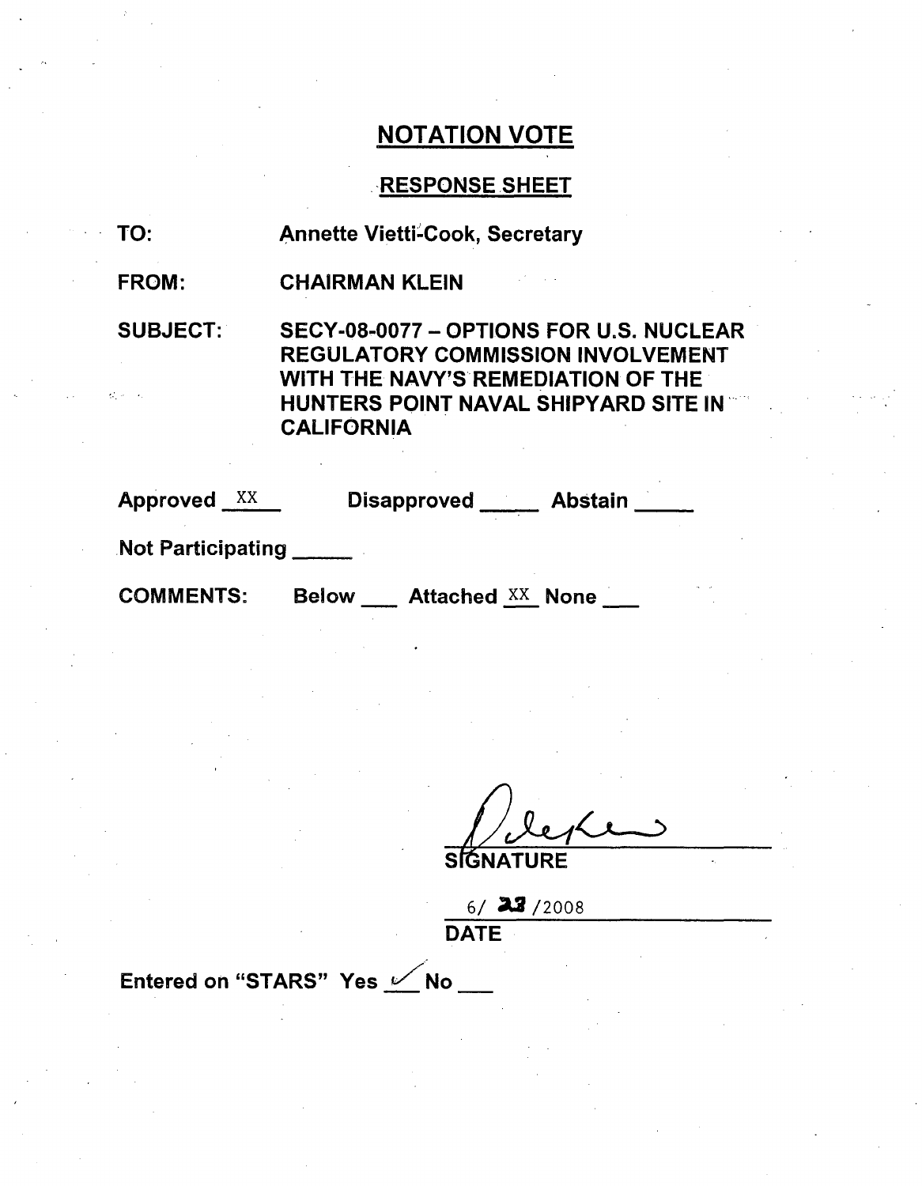## NOTATION VOTE

### RESPONSE SHEET

**TO:** Annette Vietti-Cook, Secretary

**FROM:** CHAIRMAN KLEIN

**SUBJECT:** SECY-08-0077 – OPTIONS FOR U.S. NUCLEAR REGULATORY COMMISSION INVOLVEMENT WITH THE NAVY'S REMEDIATION OF THE HUNTERS POINT NAVAL SHIPYARD SITE IN CALIFORNIA

**Approved** XX **Disapproved** \_\_\_\_\_ **Abstain** \_\_\_\_\_

**Not Participating** \_\_\_\_\_

**COMMENTS:** Below \_\_\_ Attached XX None \_\_\_

SIGNATURE

6/ 23 /2008

DATE

Entered on "STARS" Yes ✓ No \_\_\_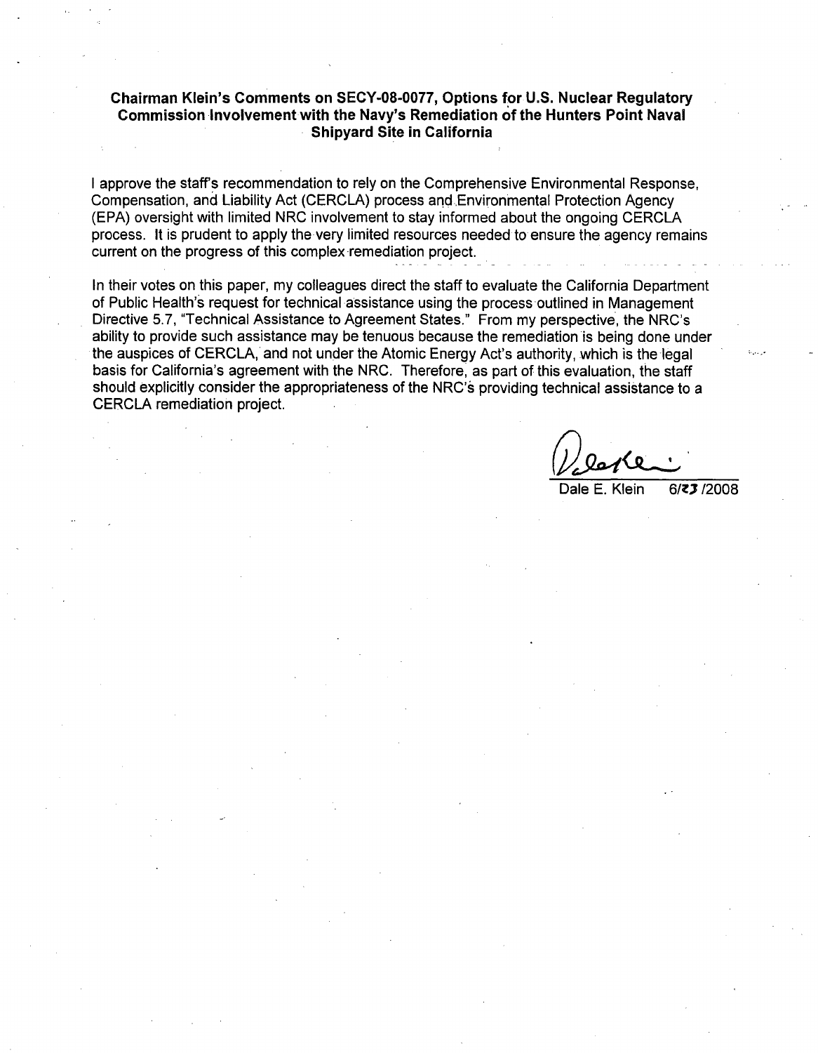**Chairman Klein's Comments on SECY-08-0077, Options for U.S. Nuclear Regulatory Commission Involvement with the Navy's Remediation of the Hunters Point Naval Shipyard Site in California**

I approve the staff's recommendation to rely on the Comprehensive Environmental Response, Compensation, and Liability Act (CERCLA) process and Environmental Protection Agency (EPA) oversight with limited NRC involvement to stay informed about the ongoing CERCLA process. It is prudent to apply the very limited resources needed to ensure the agency remains current on the progress of this complex remediation project.

In their votes on this paper, my colleagues direct the staff to evaluate the California Department of Public Health's request for technical assistance using the process outlined in Management Directive 5.7, "Technical Assistance to Agreement States." From my perspective, the NRC's ability to provide such assistance may be tenuous because the remediation is being done under the auspices of CERCLA, and not under the Atomic Energy Act's authority, which is the legal basis for California's agreement with the NRC. Therefore, as part of this evaluation, the staff should explicitly consider the appropriateness of the NRC's providing technical assistance to a CERCLA remediation project.

Dale E. Klein 6/23/2008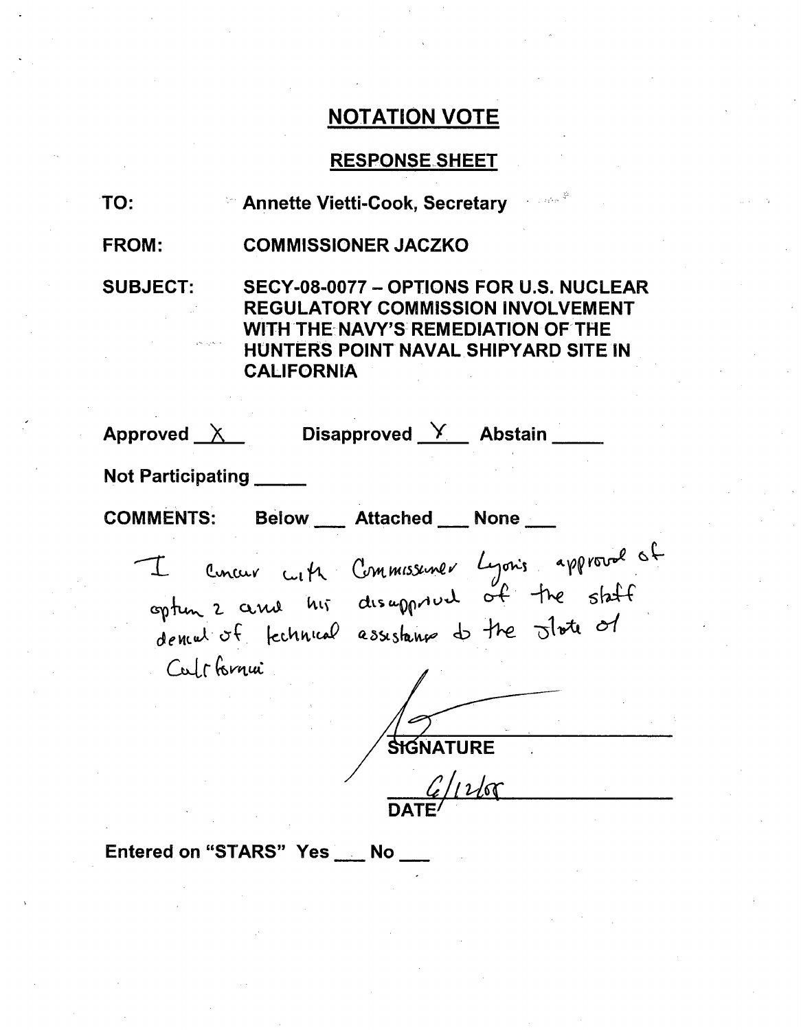# NOTATION VOTE

## RESPONSE SHEET

**TO:** Annette Vietti-Cook, Secretary

**FROM:** COMMISSIONER JACZKO

**SUBJECT:** SECY-08-0077 – OPTIONS FOR U.S. NUCLEAR REGULATORY COMMISSION INVOLVEMENT WITH THE NAVY'S REMEDIATION OF THE HUNTERS POINT NAVAL SHIPYARD SITE IN CALIFORNIA

**Approved** X **Disapproved** Y **Abstain** \_\_\_\_\_

**Not Participating** \_\_\_\_\_

**COMMENTS:** Below \_\_\_ Attached \_\_\_ None \_\_\_

I concur with Commissioner Lyons's approval of option 2 and his disapproval of the staff denial of technical assistance to the State of California

SIGNATURE

6/12/08

DATE

Entered on "STARS" Yes \_\_\_ No \_\_\_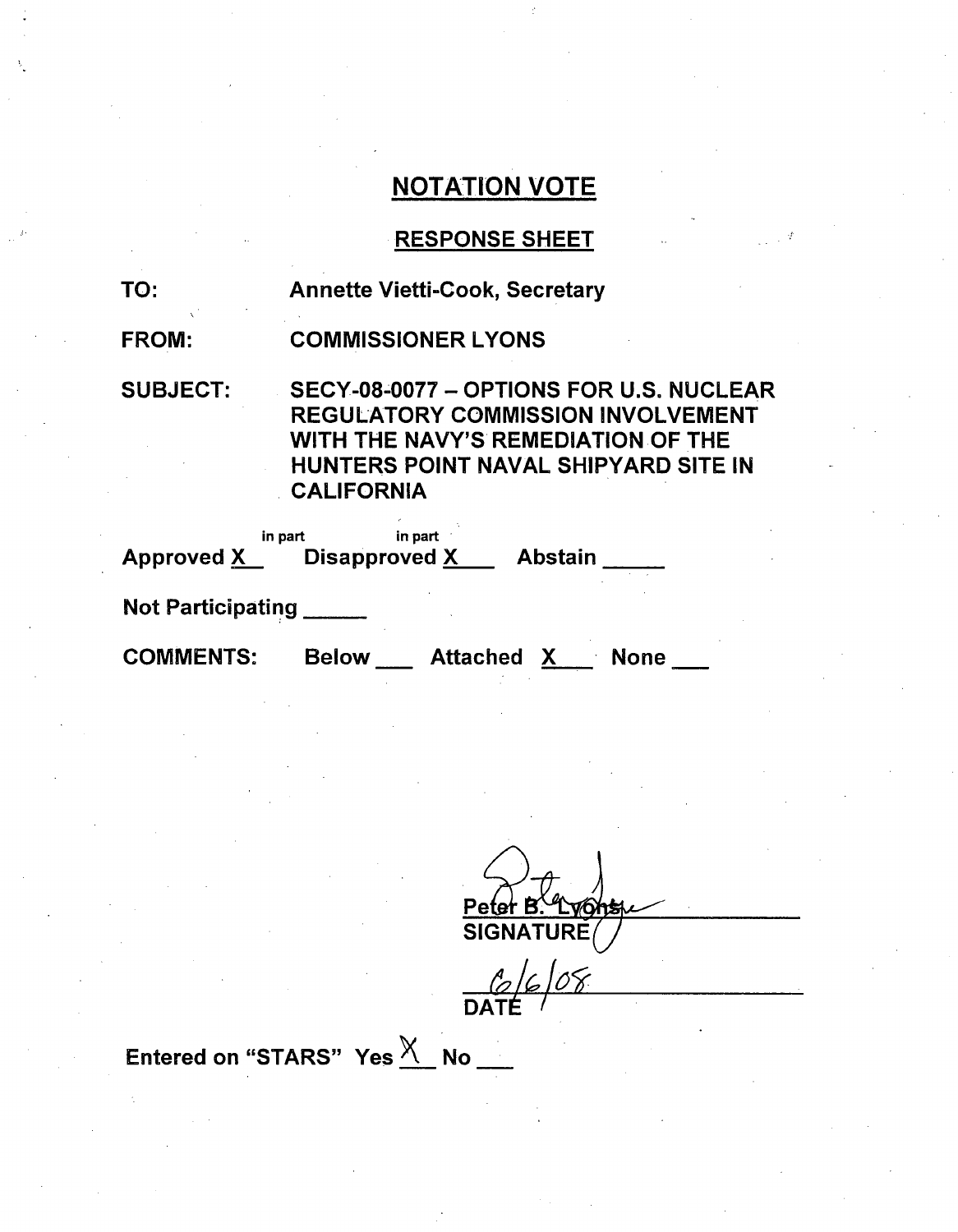# NOTATION VOTE

## RESPONSE SHEET

TO: Annette Vietti-Cook, Secretary

FROM: COMMISSIONER LYONS

SUBJECT: SECY-08-0077 – OPTIONS FOR U.S. NUCLEAR REGULATORY COMMISSION INVOLVEMENT WITH THE NAVY'S REMEDIATION OF THE HUNTERS POINT NAVAL SHIPYARD SITE IN CALIFORNIA

Approved X (in part) Disapproved X (in part) Abstain ____

Not Participating ____

COMMENTS: Below ___ Attached X ___ None ___

Peter B. Lyons
SIGNATURE

6/6/08
DATE

Entered on "STARS" Yes X No ___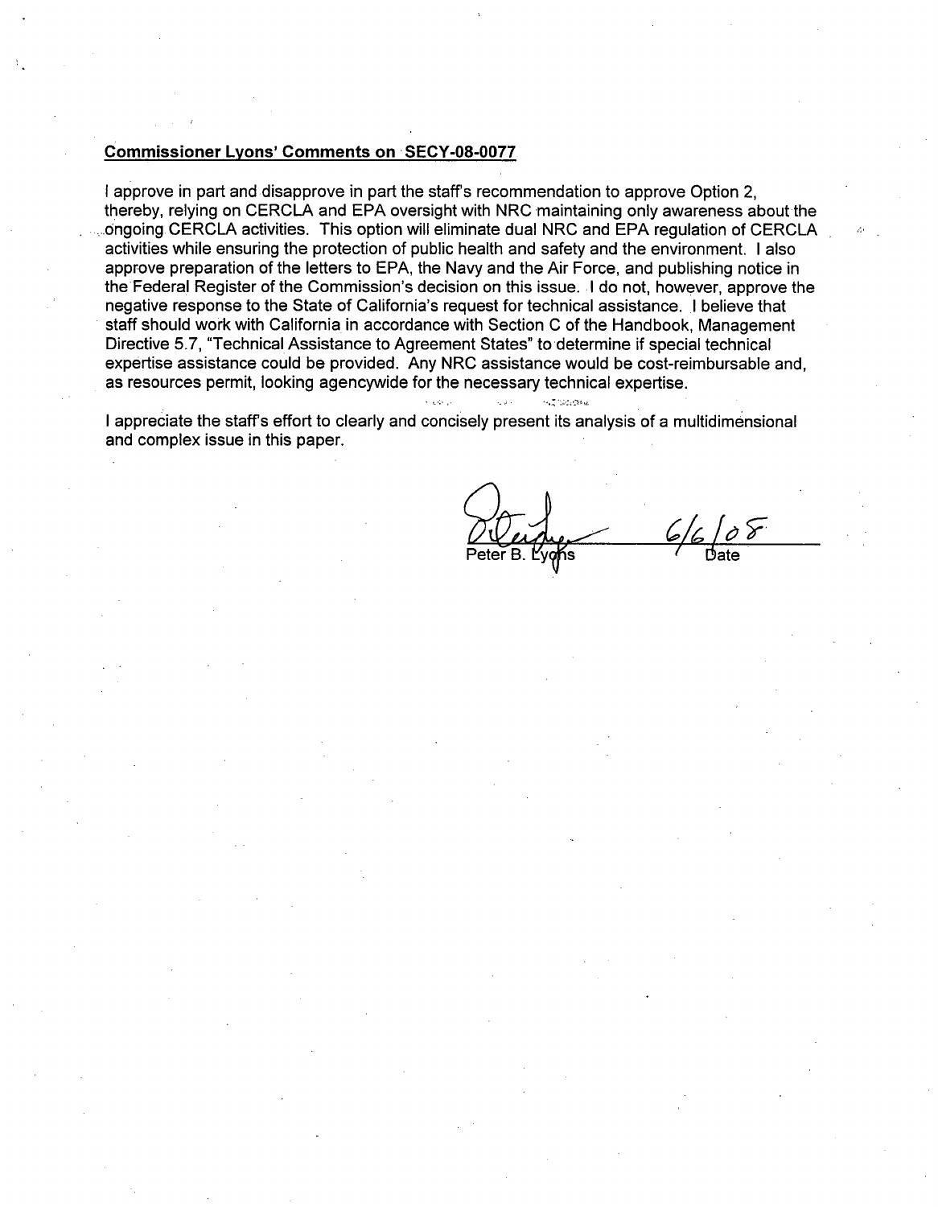**Commissioner Lyons' Comments on SECY-08-0077**

I approve in part and disapprove in part the staff's recommendation to approve Option 2, thereby, relying on CERCLA and EPA oversight with NRC maintaining only awareness about the ongoing CERCLA activities. This option will eliminate dual NRC and EPA regulation of CERCLA activities while ensuring the protection of public health and safety and the environment. I also approve preparation of the letters to EPA, the Navy and the Air Force, and publishing notice in the Federal Register of the Commission's decision on this issue. I do not, however, approve the negative response to the State of California's request for technical assistance. I believe that staff should work with California in accordance with Section C of the Handbook, Management Directive 5.7, "Technical Assistance to Agreement States" to determine if special technical expertise assistance could be provided. Any NRC assistance would be cost-reimbursable and, as resources permit, looking agencywide for the necessary technical expertise.

I appreciate the staff's effort to clearly and concisely present its analysis of a multidimensional and complex issue in this paper.

Peter B. Lyons 6/6/08
Date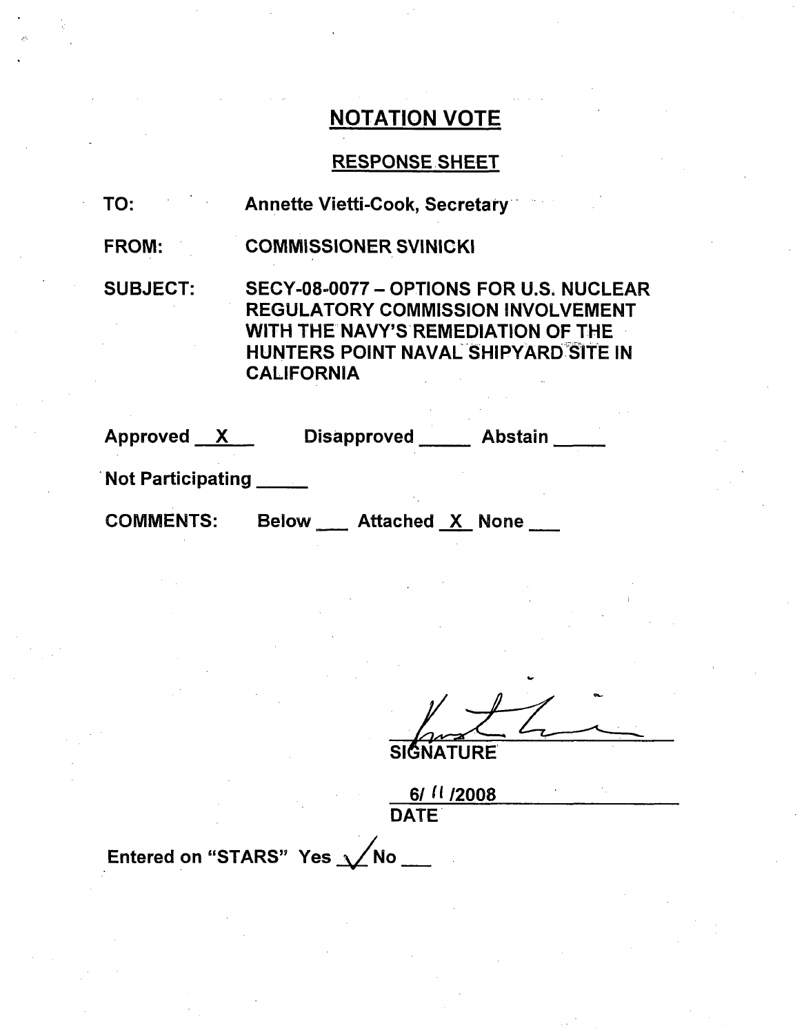# NOTATION VOTE

## RESPONSE SHEET

TO: Annette Vietti-Cook, Secretary

FROM: COMMISSIONER SVINICKI

SUBJECT: SECY-08-0077 – OPTIONS FOR U.S. NUCLEAR REGULATORY COMMISSION INVOLVEMENT WITH THE NAVY'S REMEDIATION OF THE HUNTERS POINT NAVAL SHIPYARD SITE IN CALIFORNIA

Approved \_\_X\_\_ Disapproved \_\_\_\_\_ Abstain \_\_\_\_\_

Not Participating \_\_\_\_\_

COMMENTS: Below \_\_\_ Attached \_X\_ None \_\_\_

SIGNATURE

6/ 11 /2008

DATE

Entered on "STARS" Yes ✓ No \_\_\_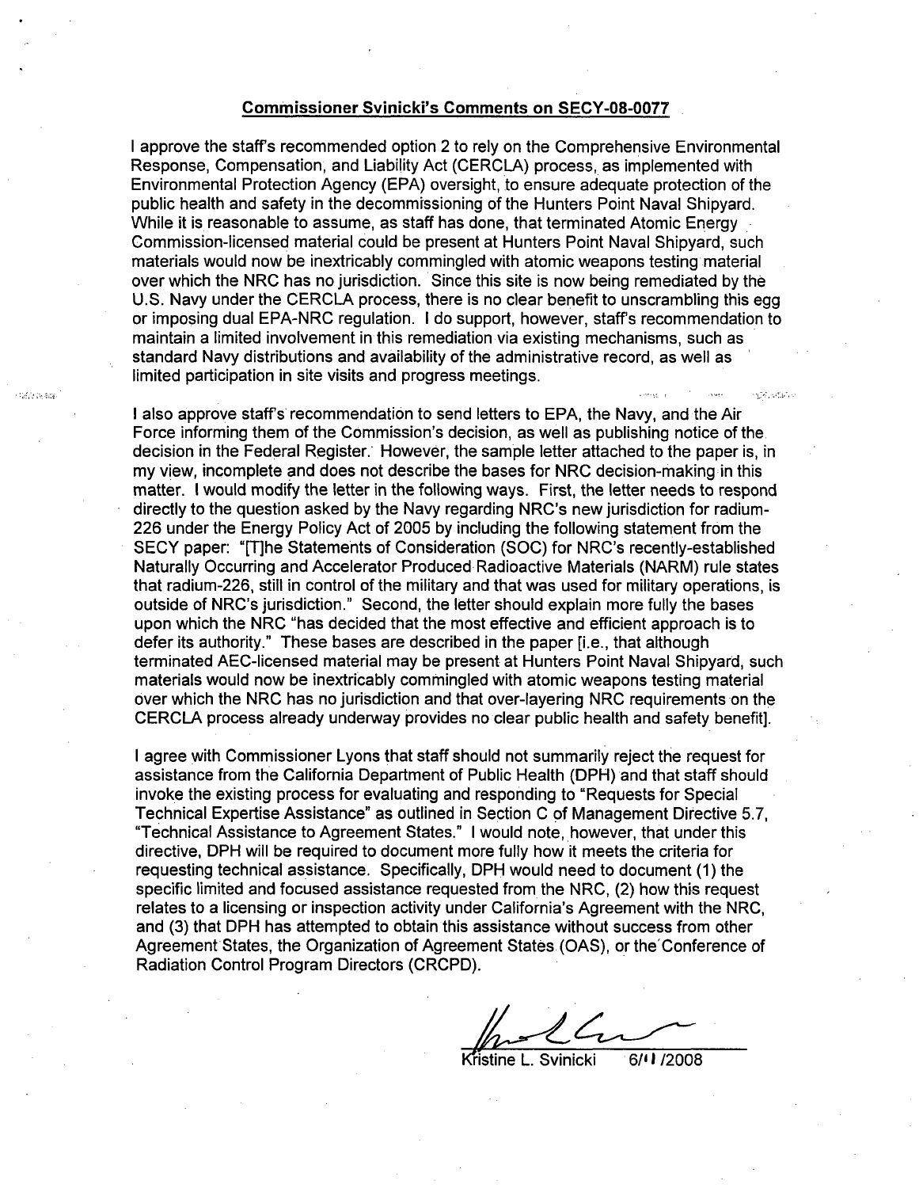## Commissioner Svinicki's Comments on SECY-08-0077

I approve the staff's recommended option 2 to rely on the Comprehensive Environmental Response, Compensation, and Liability Act (CERCLA) process, as implemented with Environmental Protection Agency (EPA) oversight, to ensure adequate protection of the public health and safety in the decommissioning of the Hunters Point Naval Shipyard. While it is reasonable to assume, as staff has done, that terminated Atomic Energy Commission-licensed material could be present at Hunters Point Naval Shipyard, such materials would now be inextricably commingled with atomic weapons testing material over which the NRC has no jurisdiction. Since this site is now being remediated by the U.S. Navy under the CERCLA process, there is no clear benefit to unscrambling this egg or imposing dual EPA-NRC regulation. I do support, however, staff's recommendation to maintain a limited involvement in this remediation via existing mechanisms, such as standard Navy distributions and availability of the administrative record, as well as limited participation in site visits and progress meetings.

I also approve staff's recommendation to send letters to EPA, the Navy, and the Air Force informing them of the Commission's decision, as well as publishing notice of the decision in the Federal Register. However, the sample letter attached to the paper is, in my view, incomplete and does not describe the bases for NRC decision-making in this matter. I would modify the letter in the following ways. First, the letter needs to respond directly to the question asked by the Navy regarding NRC's new jurisdiction for radium-226 under the Energy Policy Act of 2005 by including the following statement from the SECY paper: "[T]he Statements of Consideration (SOC) for NRC's recently-established Naturally Occurring and Accelerator Produced Radioactive Materials (NARM) rule states that radium-226, still in control of the military and that was used for military operations, is outside of NRC's jurisdiction." Second, the letter should explain more fully the bases upon which the NRC "has decided that the most effective and efficient approach is to defer its authority." These bases are described in the paper [i.e., that although terminated AEC-licensed material may be present at Hunters Point Naval Shipyard, such materials would now be inextricably commingled with atomic weapons testing material over which the NRC has no jurisdiction and that over-layering NRC requirements on the CERCLA process already underway provides no clear public health and safety benefit].

I agree with Commissioner Lyons that staff should not summarily reject the request for assistance from the California Department of Public Health (DPH) and that staff should invoke the existing process for evaluating and responding to "Requests for Special Technical Expertise Assistance" as outlined in Section C of Management Directive 5.7, "Technical Assistance to Agreement States." I would note, however, that under this directive, DPH will be required to document more fully how it meets the criteria for requesting technical assistance. Specifically, DPH would need to document (1) the specific limited and focused assistance requested from the NRC, (2) how this request relates to a licensing or inspection activity under California's Agreement with the NRC, and (3) that DPH has attempted to obtain this assistance without success from other Agreement States, the Organization of Agreement States (OAS), or the Conference of Radiation Control Program Directors (CRCPD).

Kristine L. Svinicki 6/11/2008